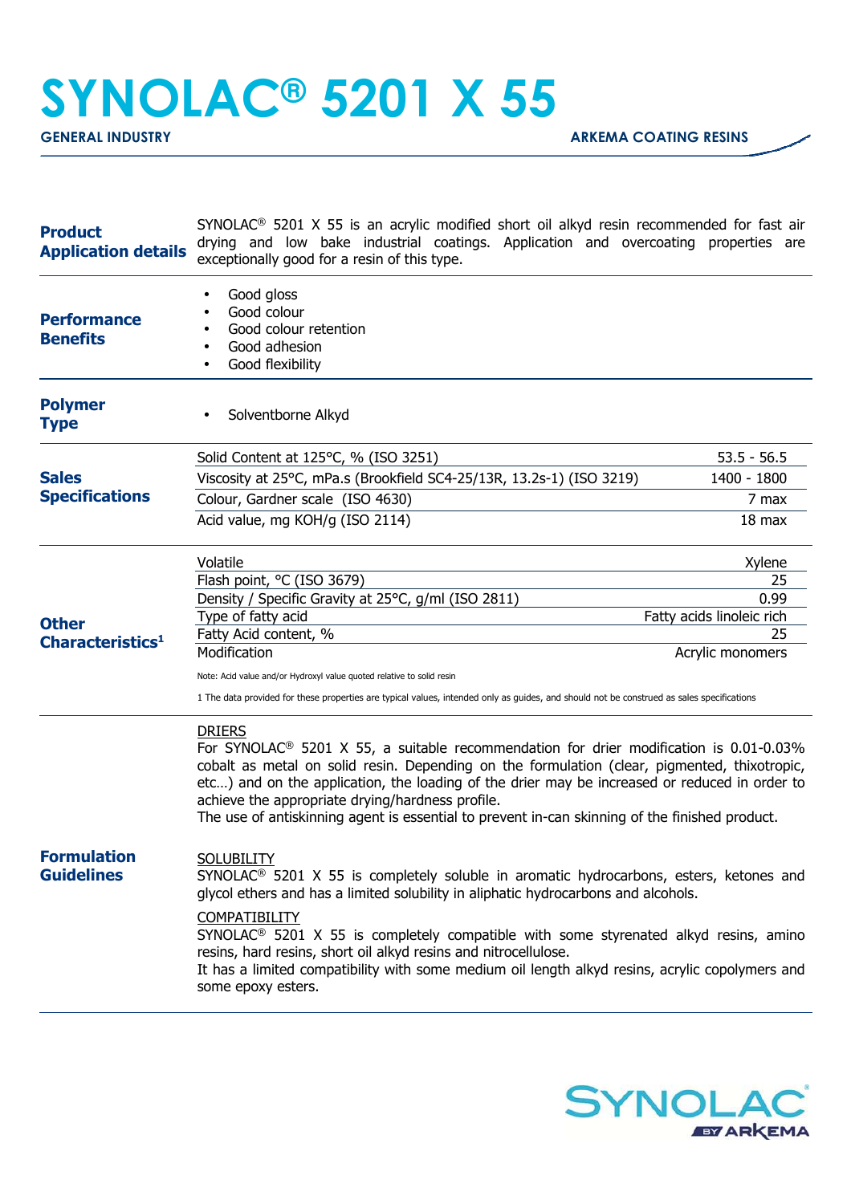# SYNOLAC® 5201 X 55

**GENERAL INDUSTRY** — **ARKEMA COATING RESINS**

## Product Application details

SYNOLAC® 5201 X 55 is an acrylic modified short oil alkyd resin recommended for fast air drying and low bake industrial coatings. Application and overcoating properties are exceptionally good for a resin of this type.

## Performance Benefits

- Good gloss
- Good colour
- Good colour retention
- Good adhesion
- Good flexibility

## Polymer Type

- Solventborne Alkyd

## Sales Specifications

| Property | Value |
|---|---|
| Solid Content at 125°C, % (ISO 3251) | 53.5 - 56.5 |
| Viscosity at 25°C, mPa.s (Brookfield SC4-25/13R, 13.2s-1) (ISO 3219) | 1400 - 1800 |
| Colour, Gardner scale (ISO 4630) | 7 max |
| Acid value, mg KOH/g (ISO 2114) | 18 max |

## Other Characteristics[1]

| Property | Value |
|---|---|
| Volatile | Xylene |
| Flash point, °C (ISO 3679) | 25 |
| Density / Specific Gravity at 25°C, g/ml (ISO 2811) | 0.99 |
| Type of fatty acid | Fatty acids linoleic rich |
| Fatty Acid content, % | 25 |
| Modification | Acrylic monomers |

Note: Acid value and/or Hydroxyl value quoted relative to solid resin

1 The data provided for these properties are typical values, intended only as guides, and should not be construed as sales specifications

## Formulation Guidelines

DRIERS

For SYNOLAC® 5201 X 55, a suitable recommendation for drier modification is 0.01-0.03% cobalt as metal on solid resin. Depending on the formulation (clear, pigmented, thixotropic, etc…) and on the application, the loading of the drier may be increased or reduced in order to achieve the appropriate drying/hardness profile.
The use of antiskinning agent is essential to prevent in-can skinning of the finished product.

SOLUBILITY

SYNOLAC® 5201 X 55 is completely soluble in aromatic hydrocarbons, esters, ketones and glycol ethers and has a limited solubility in aliphatic hydrocarbons and alcohols.

COMPATIBILITY

SYNOLAC® 5201 X 55 is completely compatible with some styrenated alkyd resins, amino resins, hard resins, short oil alkyd resins and nitrocellulose.
It has a limited compatibility with some medium oil length alkyd resins, acrylic copolymers and some epoxy esters.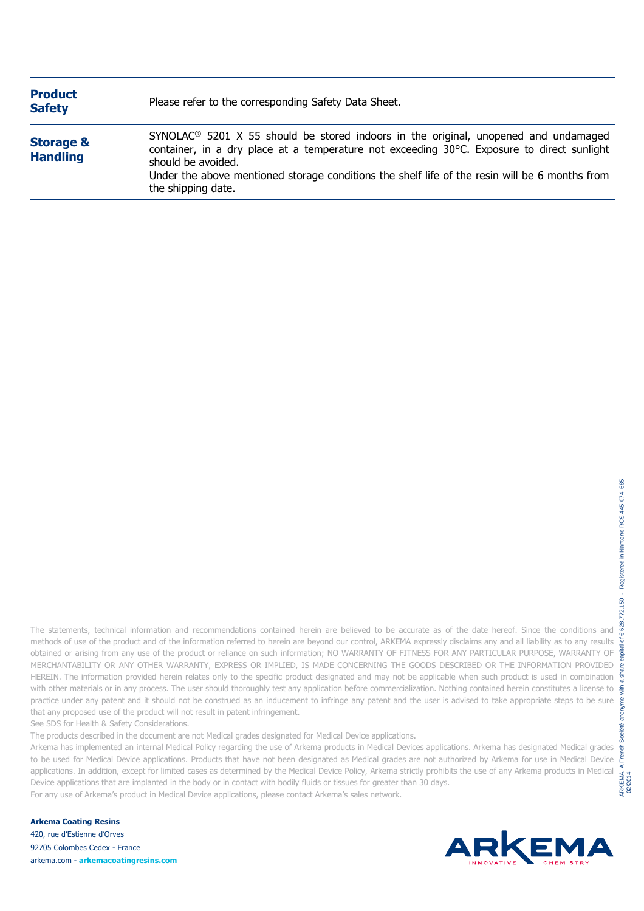| | |
|---|---|
| **Product Safety** | Please refer to the corresponding Safety Data Sheet. |
| **Storage & Handling** | SYNOLAC® 5201 X 55 should be stored indoors in the original, unopened and undamaged container, in a dry place at a temperature not exceeding 30°C. Exposure to direct sunlight should be avoided.<br>Under the above mentioned storage conditions the shelf life of the resin will be 6 months from the shipping date. |

The statements, technical information and recommendations contained herein are believed to be accurate as of the date hereof. Since the conditions and methods of use of the product and of the information referred to herein are beyond our control, ARKEMA expressly disclaims any and all liability as to any results obtained or arising from any use of the product or reliance on such information; NO WARRANTY OF FITNESS FOR ANY PARTICULAR PURPOSE, WARRANTY OF MERCHANTABILITY OR ANY OTHER WARRANTY, EXPRESS OR IMPLIED, IS MADE CONCERNING THE GOODS DESCRIBED OR THE INFORMATION PROVIDED HEREIN. The information provided herein relates only to the specific product designated and may not be applicable when such product is used in combination with other materials or in any process. The user should thoroughly test any application before commercialization. Nothing contained herein constitutes a license to practice under any patent and it should not be construed as an inducement to infringe any patent and the user is advised to take appropriate steps to be sure that any proposed use of the product will not result in patent infringement.
See SDS for Health & Safety Considerations.

The products described in the document are not Medical grades designated for Medical Device applications.
Arkema has implemented an internal Medical Policy regarding the use of Arkema products in Medical Devices applications. Arkema has designated Medical grades to be used for Medical Device applications. Products that have not been designated as Medical grades are not authorized by Arkema for use in Medical Device applications. In addition, except for limited cases as determined by the Medical Device Policy, Arkema strictly prohibits the use of any Arkema products in Medical Device applications that are implanted in the body or in contact with bodily fluids or tissues for greater than 30 days.
For any use of Arkema's product in Medical Device applications, please contact Arkema's sales network.

**Arkema Coating Resins**
420, rue d'Estienne d'Orves
92705 Colombes Cedex - France
arkema.com - **arkemacoatingresins.com**

ARKEMA INNOVATIVE CHEMISTRY

ARKEMA A French Société anonyme with a share capital of € 628.772.150 - Registered in Nanterre RCS 445 074 685 - 02/2014